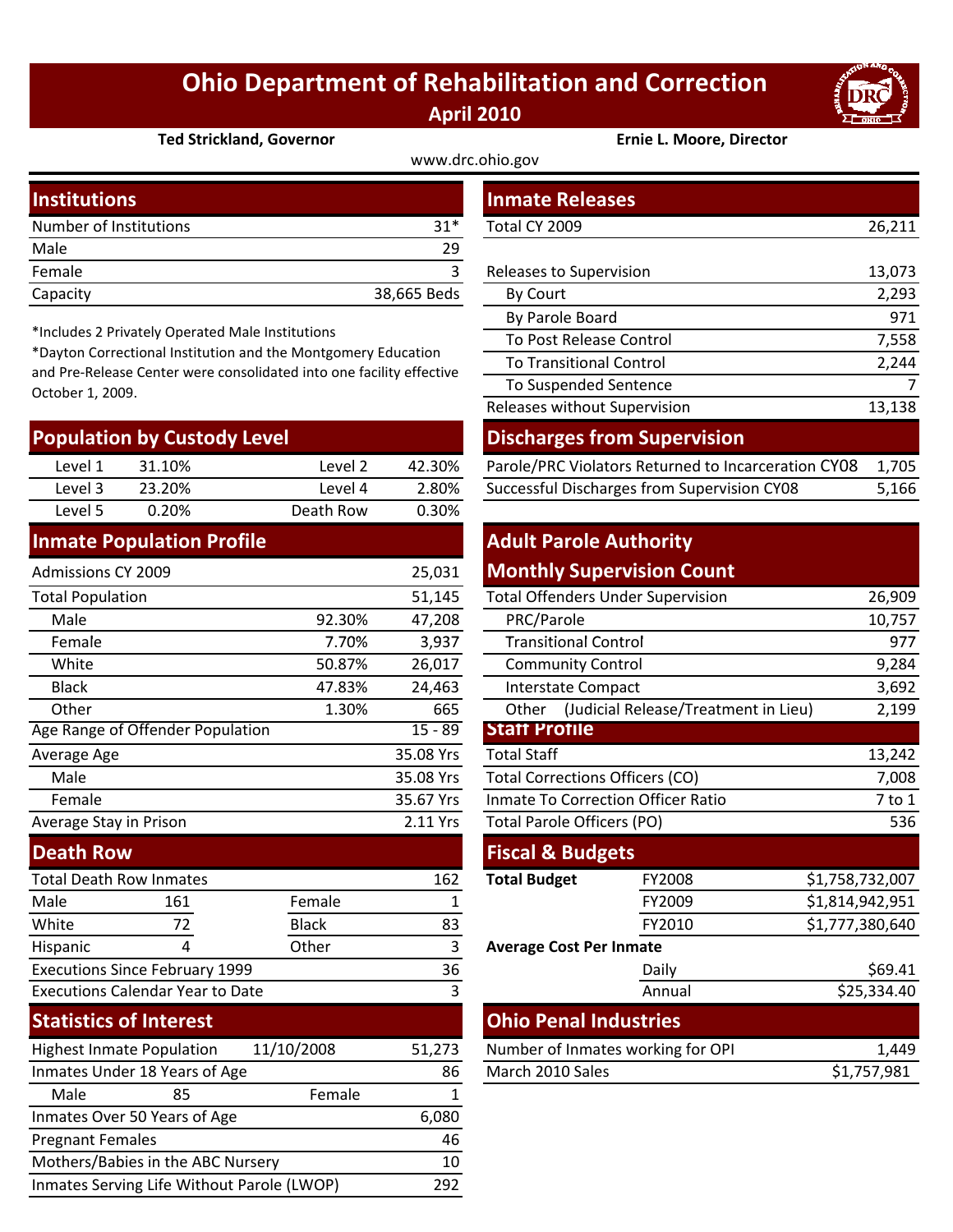# Ohio Department of Rehabilitation and Correction

**April 2010**

**Ted Strickland, Governor** | **Ernie L. Moore, Director**

www.drc.ohio.gov

## Institutions

| | |
|---|---|
| Number of Institutions | 31* |
| Male | 29 |
| Female | 3 |
| Capacity | 38,665 Beds |

*Includes 2 Privately Operated Male Institutions

*Dayton Correctional Institution and the Montgomery Education and Pre-Release Center were consolidated into one facility effective October 1, 2009.

## Population by Custody Level

| | | | |
|---|---|---|---|
| Level 1 | 31.10% | Level 2 | 42.30% |
| Level 3 | 23.20% | Level 4 | 2.80% |
| Level 5 | 0.20% | Death Row | 0.30% |

## Inmate Population Profile

| | | |
|---|---|---|
| Admissions CY 2009 | | 25,031 |
| Total Population | | 51,145 |
| Male | 92.30% | 47,208 |
| Female | 7.70% | 3,937 |
| White | 50.87% | 26,017 |
| Black | 47.83% | 24,463 |
| Other | 1.30% | 665 |
| Age Range of Offender Population | | 15 - 89 |
| Average Age | | 35.08 Yrs |
| Male | | 35.08 Yrs |
| Female | | 35.67 Yrs |
| Average Stay in Prison | | 2.11 Yrs |

## Death Row

| | | | |
|---|---|---|---|
| Total Death Row Inmates | | | 162 |
| Male | 161 | Female | 1 |
| White | 72 | Black | 83 |
| Hispanic | 4 | Other | 3 |
| Executions Since February 1999 | | | 36 |
| Executions Calendar Year to Date | | | 3 |

## Statistics of Interest

| | | | |
|---|---|---|---|
| Highest Inmate Population | 11/10/2008 | | 51,273 |
| Inmates Under 18 Years of Age | | | 86 |
| Male | 85 | Female | 1 |
| Inmates Over 50 Years of Age | | | 6,080 |
| Pregnant Females | | | 46 |
| Mothers/Babies in the ABC Nursery | | | 10 |
| Inmates Serving Life Without Parole (LWOP) | | | 292 |

## Inmate Releases

| | |
|---|---|
| Total CY 2009 | 26,211 |
| Releases to Supervision | 13,073 |
| By Court | 2,293 |
| By Parole Board | 971 |
| To Post Release Control | 7,558 |
| To Transitional Control | 2,244 |
| To Suspended Sentence | 7 |
| Releases without Supervision | 13,138 |

## Discharges from Supervision

| | |
|---|---|
| Parole/PRC Violators Returned to Incarceration CY08 | 1,705 |
| Successful Discharges from Supervision CY08 | 5,166 |

## Adult Parole Authority Monthly Supervision Count

| | |
|---|---|
| Total Offenders Under Supervision | 26,909 |
| PRC/Parole | 10,757 |
| Transitional Control | 977 |
| Community Control | 9,284 |
| Interstate Compact | 3,692 |
| Other (Judicial Release/Treatment in Lieu) | 2,199 |

## Staff Profile

| | |
|---|---|
| Total Staff | 13,242 |
| Total Corrections Officers (CO) | 7,008 |
| Inmate To Correction Officer Ratio | 7 to 1 |
| Total Parole Officers (PO) | 536 |

## Fiscal & Budgets

| | | |
|---|---|---|
| **Total Budget** | FY2008 | $1,758,732,007 |
| | FY2009 | $1,814,942,951 |
| | FY2010 | $1,777,380,640 |
| **Average Cost Per Inmate** | | |
| | Daily | $69.41 |
| | Annual | $25,334.40 |

## Ohio Penal Industries

| | |
|---|---|
| Number of Inmates working for OPI | 1,449 |
| March 2010 Sales | $1,757,981 |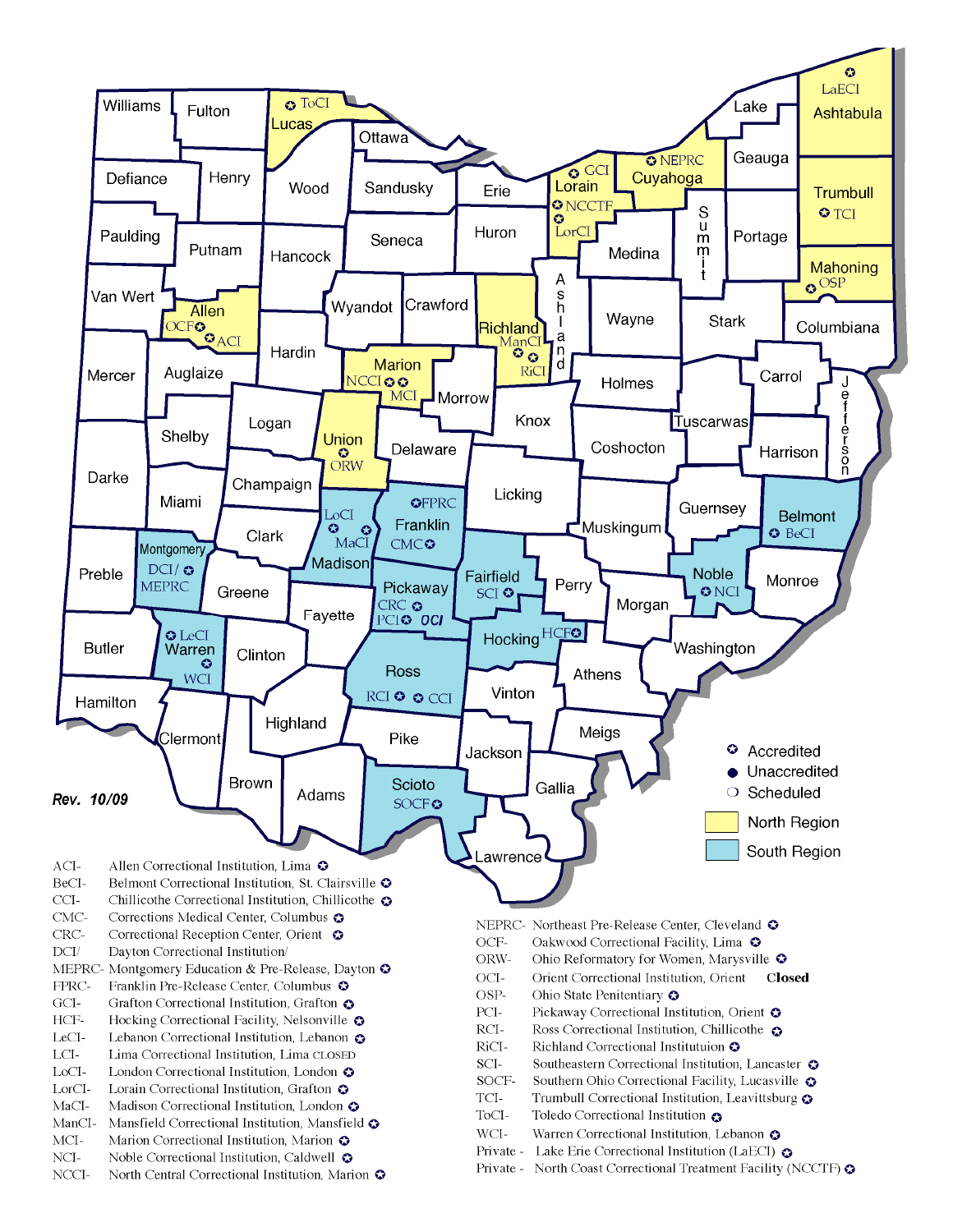Rev. 10/09

- ✪ Accredited
- ● Unaccredited
- ❍ Scheduled
- North Region
- South Region

ACI- Allen Correctional Institution, Lima ✪
BeCI- Belmont Correctional Institution, St. Clairsville ✪
CCI- Chillicothe Correctional Institution, Chillicothe ✪
CMC- Corrections Medical Center, Columbus ✪
CRC- Correctional Reception Center, Orient ✪
DCI/ Dayton Correctional Institution/
MEPRC- Montgomery Education & Pre-Release, Dayton ✪
FPRC- Franklin Pre-Release Center, Columbus ✪
GCI- Grafton Correctional Institution, Grafton ✪
HCF- Hocking Correctional Facility, Nelsonville ✪
LeCI- Lebanon Correctional Institution, Lebanon ✪
LCI- Lima Correctional Institution, Lima CLOSED
LoCI- London Correctional Institution, London ✪
LorCI- Lorain Correctional Institution, Grafton ✪
MaCI- Madison Correctional Institution, London ✪
ManCI- Mansfield Correctional Institution, Mansfield ✪
MCI- Marion Correctional Institution, Marion ✪
NCI- Noble Correctional Institution, Caldwell ✪
NCCI- North Central Correctional Institution, Marion ✪

NEPRC- Northeast Pre-Release Center, Cleveland ✪
OCF- Oakwood Correctional Facility, Lima ✪
ORW- Ohio Reformatory for Women, Marysville ✪
OCI- Orient Correctional Institution, Orient **Closed**
OSP- Ohio State Penitentiary ✪
PCI- Pickaway Correctional Institution, Orient ✪
RCI- Ross Correctional Institution, Chillicothe ✪
RiCI- Richland Correctional Institutuion ✪
SCI- Southeastern Correctional Institution, Lancaster ✪
SOCF- Southern Ohio Correctional Facility, Lucasville ✪
TCI- Trumbull Correctional Institution, Leavittsburg ✪
ToCI- Toledo Correctional Institution ✪
WCI- Warren Correctional Institution, Lebanon ✪
Private - Lake Erie Correctional Institution (LaECI) ✪
Private - North Coast Correctional Treatment Facility (NCCTF) ✪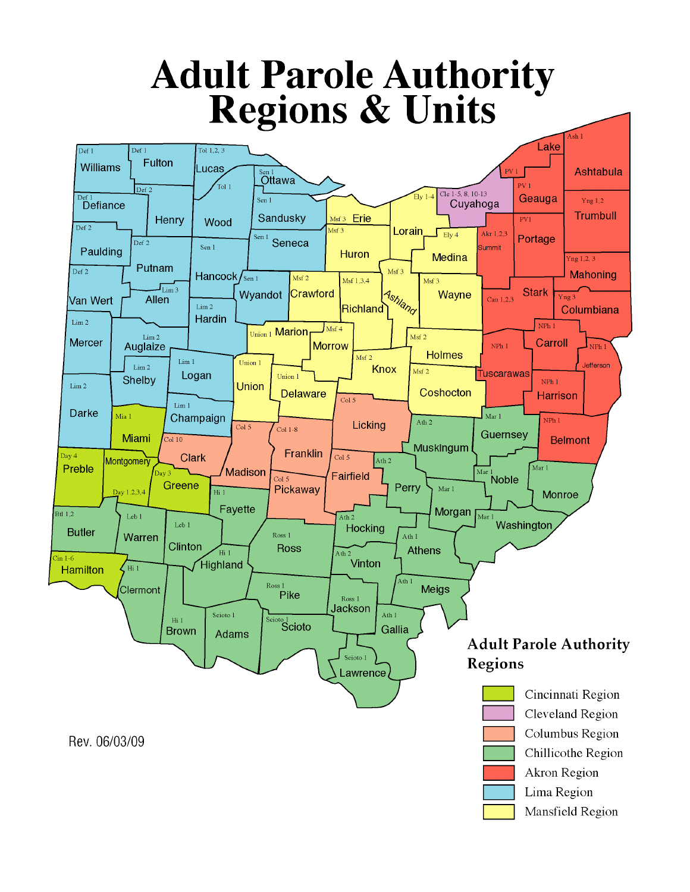# Adult Parole Authority Regions & Units

Def 1 Williams
Def 1 Fulton
Tol 1, 2, 3 Lucas
Sen 1 Ottawa
Tol 1 Wood
Def 1 Defiance
Def 2 Henry
Sen 1 Sandusky
Msf 3 Erie
Ely 1-4 Lorain
Cle 1-5, 8, 10-13 Cuyahoga
PV 1 Lake
Ash 1 Ashtabula
PV 1 Geauga
Yng 1,2 Trumbull
Def 2 Paulding
Def 2 Putnam
Sen 1 Hancock
Sen 1 Seneca
Msf 3 Huron
Ely 4 Medina
Akr 1,2,3 Summit
PV1 Portage
Yng 1, 2, 3 Mahoning
Def 2 Van Wert
Lim 3 Allen
Sen 1 Wyandot
Msf 2 Crawford
Msf 1,3,4 Richland
Msf 3 Ashland
Msf 3 Wayne
Can 1,2,3 Stark
Yng 3 Columbiana
Lim 2 Mercer
Lim 2 Auglaize
Lim 2 Hardin
Union 1 Marion
Msf 4 Morrow
Msf 2 Holmes
NPh 1 Carroll
NPh 1 Jefferson
NPh 1 Tuscarawas
Lim 2 Shelby
Lim 1 Logan
Union 1 Union
Union 1 Delaware
Msf 2 Knox
Msf 2 Coshocton
NPh 1 Harrison
Lim 2 Darke
Mia 1 Miami
Lim 1 Champaign
Col 5 Licking
Mar 1 Guernsey
NPh 1 Belmont
Col 10 Clark
Col 5 Madison
Col 1-8 Franklin
Ath 2 Muskingum
Mar 1 Noble
Mar 1 Monroe
Day 4 Preble
Montgomery Day 1,2,3,4
Day 3 Greene
Col 5 Pickaway
Col 5 Fairfield
Ath 2 Perry
Mar 1 Morgan
Mar 1 Washington
Hi 1 Fayette
Btl 1,2 Butler
Leb 1 Warren
Leb 1 Clinton
Ross 1 Ross
Ath 2 Hocking
Ath 1 Athens
Cin 1-6 Hamilton
Hi 1 Clermont
Hi 1 Highland
Ath 2 Vinton
Ath 1 Meigs
Ross 1 Pike
Ross 1 Jackson
Hi 1 Brown
Scioto 1 Adams
Scioto 1 Scioto
Ath 1 Gallia
Scioto 1 Lawrence

**Adult Parole Authority Regions**

Cincinnati Region
Cleveland Region
Columbus Region
Chillicothe Region
Akron Region
Lima Region
Mansfield Region

Rev. 06/03/09